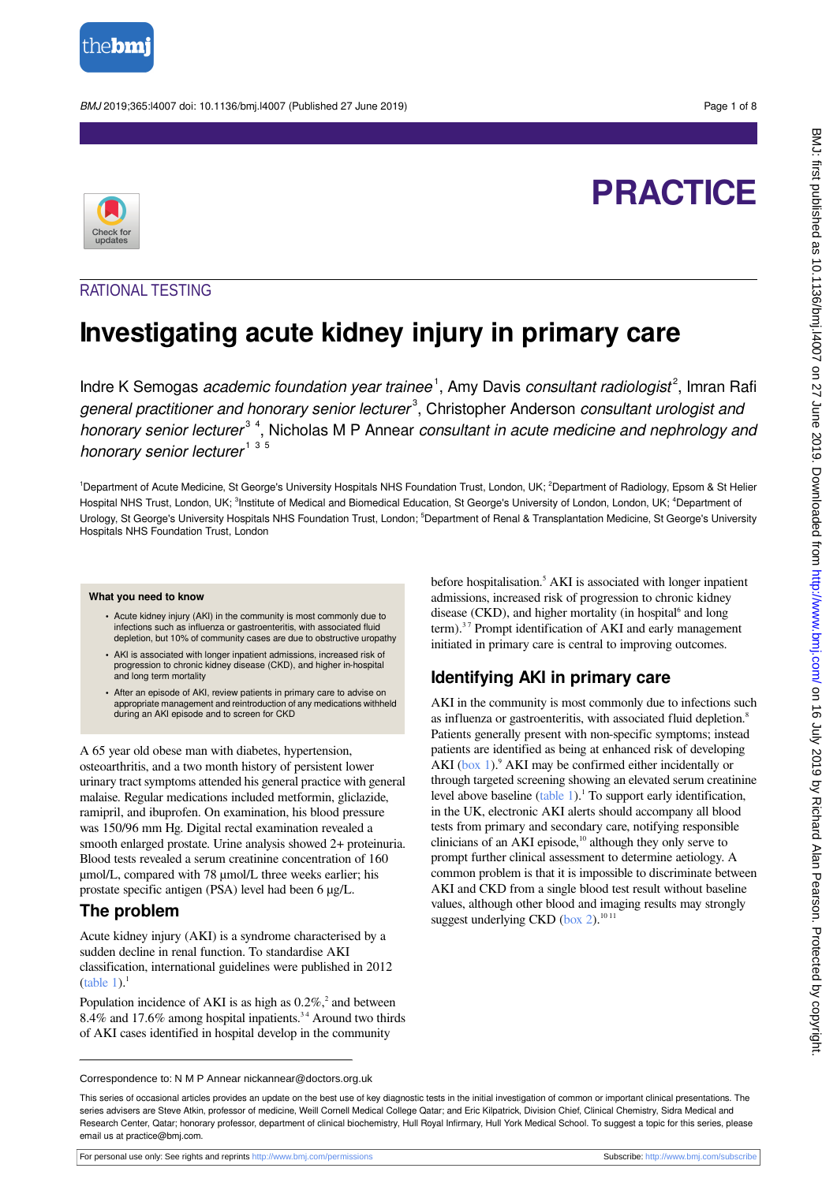PRACTICE

RATIONAL TESTING

# Investigating acute kidney injury in primary care

Indre K Semogas *academic foundation year trainee*[1], Amy Davis *consultant radiologist*[2], Imran Rafi *general practitioner and honorary senior lecturer*[3], Christopher Anderson *consultant urologist and honorary senior lecturer*[3,4], Nicholas M P Annear *consultant in acute medicine and nephrology and honorary senior lecturer*[1,3,5]

[1]Department of Acute Medicine, St George's University Hospitals NHS Foundation Trust, London, UK; [2]Department of Radiology, Epsom & St Helier Hospital NHS Trust, London, UK; [3]Institute of Medical and Biomedical Education, St George's University of London, London, UK; [4]Department of Urology, St George's University Hospitals NHS Foundation Trust, London; [5]Department of Renal & Transplantation Medicine, St George's University Hospitals NHS Foundation Trust, London

**What you need to know**

- Acute kidney injury (AKI) in the community is most commonly due to infections such as influenza or gastroenteritis, with associated fluid depletion, but 10% of community cases are due to obstructive uropathy
- AKI is associated with longer inpatient admissions, increased risk of progression to chronic kidney disease (CKD), and higher in-hospital and long term mortality
- After an episode of AKI, review patients in primary care to advise on appropriate management and reintroduction of any medications withheld during an AKI episode and to screen for CKD

A 65 year old obese man with diabetes, hypertension, osteoarthritis, and a two month history of persistent lower urinary tract symptoms attended his general practice with general malaise. Regular medications included metformin, gliclazide, ramipril, and ibuprofen. On examination, his blood pressure was 150/96 mm Hg. Digital rectal examination revealed a smooth enlarged prostate. Urine analysis showed 2+ proteinuria. Blood tests revealed a serum creatinine concentration of 160 µmol/L, compared with 78 µmol/L three weeks earlier; his prostate specific antigen (PSA) level had been 6 µg/L.

## The problem

Acute kidney injury (AKI) is a syndrome characterised by a sudden decline in renal function. To standardise AKI classification, international guidelines were published in 2012 (table 1).[1]

Population incidence of AKI is as high as 0.2%,[2] and between 8.4% and 17.6% among hospital inpatients.[3,4] Around two thirds of AKI cases identified in hospital develop in the community before hospitalisation.[5] AKI is associated with longer inpatient admissions, increased risk of progression to chronic kidney disease (CKD), and higher mortality (in hospital[6] and long term).[3,7] Prompt identification of AKI and early management initiated in primary care is central to improving outcomes.

## Identifying AKI in primary care

AKI in the community is most commonly due to infections such as influenza or gastroenteritis, with associated fluid depletion.[8] Patients generally present with non-specific symptoms; instead patients are identified as being at enhanced risk of developing AKI (box 1).[9] AKI may be confirmed either incidentally or through targeted screening showing an elevated serum creatinine level above baseline (table 1).[1] To support early identification, in the UK, electronic AKI alerts should accompany all blood tests from primary and secondary care, notifying responsible clinicians of an AKI episode,[10] although they only serve to prompt further clinical assessment to determine aetiology. A common problem is that it is impossible to discriminate between AKI and CKD from a single blood test result without baseline values, although other blood and imaging results may strongly suggest underlying CKD (box 2).[10,11]

Correspondence to: N M P Annear nickannear@doctors.org.uk

This series of occasional articles provides an update on the best use of key diagnostic tests in the initial investigation of common or important clinical presentations. The series advisers are Steve Atkin, professor of medicine, Weill Cornell Medical College Qatar; and Eric Kilpatrick, Division Chief, Clinical Chemistry, Sidra Medical and Research Center, Qatar; honorary professor, department of clinical biochemistry, Hull Royal Infirmary, Hull York Medical School. To suggest a topic for this series, please email us at practice@bmj.com.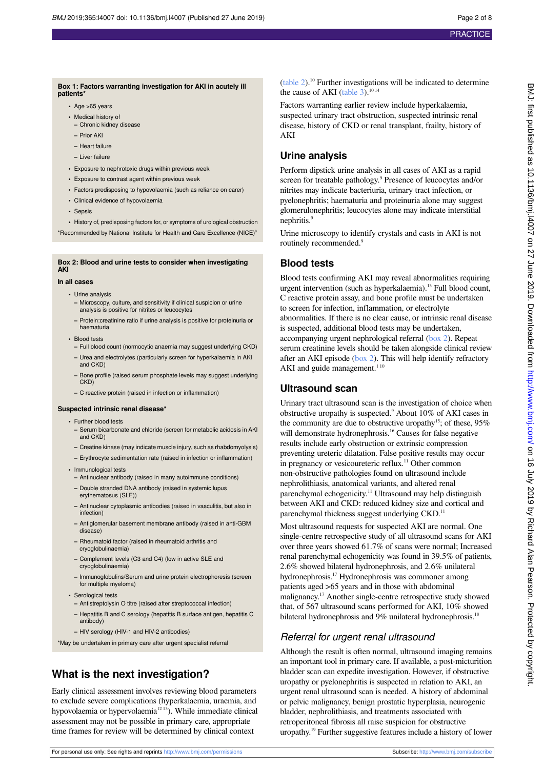**Box 1: Factors warranting investigation for AKI in acutely ill patients***

- Age >65 years
- Medical history of
  - Chronic kidney disease
  - Prior AKI
  - Heart failure
  - Liver failure
- Exposure to nephrotoxic drugs within previous week
- Exposure to contrast agent within previous week
- Factors predisposing to hypovolaemia (such as reliance on carer)
- Clinical evidence of hypovolaemia
- Sepsis
- History of, predisposing factors for, or symptoms of urological obstruction

*Recommended by National Institute for Health and Care Excellence (NICE)[9]

**Box 2: Blood and urine tests to consider when investigating AKI**

**In all cases**

- Urine analysis
  - Microscopy, culture, and sensitivity if clinical suspicion or urine analysis is positive for nitrites or leucocytes
  - Protein:creatinine ratio if urine analysis is positive for proteinuria or haematuria
- Blood tests
  - Full blood count (normocytic anaemia may suggest underlying CKD)
  - Urea and electrolytes (particularly screen for hyperkalaemia in AKI and CKD)
  - Bone profile (raised serum phosphate levels may suggest underlying CKD)
  - C reactive protein (raised in infection or inflammation)

**Suspected intrinsic renal disease***

- Further blood tests
  - Serum bicarbonate and chloride (screen for metabolic acidosis in AKI and CKD)
  - Creatine kinase (may indicate muscle injury, such as rhabdomyolysis)
  - Erythrocyte sedimentation rate (raised in infection or inflammation)
- Immunological tests
  - Antinuclear antibody (raised in many autoimmune conditions)
  - Double stranded DNA antibody (raised in systemic lupus erythematosus (SLE))
  - Antinuclear cytoplasmic antibodies (raised in vasculitis, but also in infection)
  - Antiglomerular basement membrane antibody (raised in anti-GBM disease)
  - Rheumatoid factor (raised in rheumatoid arthritis and cryoglobulinaemia)
  - Complement levels (C3 and C4) (low in active SLE and cryoglobulinaemia)
  - Immunoglobulins/Serum and urine protein electrophoresis (screen for multiple myeloma)
- Serological tests
  - Antistreptolysin O titre (raised after streptococcal infection)
  - Hepatitis B and C serology (hepatitis B surface antigen, hepatitis C antibody)
  - HIV serology (HIV-1 and HIV-2 antibodies)

*May be undertaken in primary care after urgent specialist referral

## What is the next investigation?

Early clinical assessment involves reviewing blood parameters to exclude severe complications (hyperkalaemia, uraemia, and hypovolaemia or hypervolaemia[12,13]). While immediate clinical assessment may not be possible in primary care, appropriate time frames for review will be determined by clinical context (table 2).[10] Further investigations will be indicated to determine the cause of AKI (table 3).[10,14]

Factors warranting earlier review include hyperkalaemia, suspected urinary tract obstruction, suspected intrinsic renal disease, history of CKD or renal transplant, frailty, history of AKI

## Urine analysis

Perform dipstick urine analysis in all cases of AKI as a rapid screen for treatable pathology.[9] Presence of leucocytes and/or nitrites may indicate bacteriuria, urinary tract infection, or pyelonephritis; haematuria and proteinuria alone may suggest glomerulonephritis; leucocytes alone may indicate interstitial nephritis.[9]

Urine microscopy to identify crystals and casts in AKI is not routinely recommended.[9]

## Blood tests

Blood tests confirming AKI may reveal abnormalities requiring urgent intervention (such as hyperkalaemia).[13] Full blood count, C reactive protein assay, and bone profile must be undertaken to screen for infection, inflammation, or electrolyte abnormalities. If there is no clear cause, or intrinsic renal disease is suspected, additional blood tests may be undertaken, accompanying urgent nephrological referral (box 2). Repeat serum creatinine levels should be taken alongside clinical review after an AKI episode (box 2). This will help identify refractory AKI and guide management.[1,10]

## Ultrasound scan

Urinary tract ultrasound scan is the investigation of choice when obstructive uropathy is suspected.[9] About 10% of AKI cases in the community are due to obstructive uropathy[15]; of these, 95% will demonstrate hydronephrosis.[16] Causes for false negative results include early obstruction or extrinsic compression preventing ureteric dilatation. False positive results may occur in pregnancy or vesicoureteric reflux.[11] Other common non-obstructive pathologies found on ultrasound include nephrolithiasis, anatomical variants, and altered renal parenchymal echogenicity.[11] Ultrasound may help distinguish between AKI and CKD: reduced kidney size and cortical and parenchymal thickness suggest underlying CKD.[11]

Most ultrasound requests for suspected AKI are normal. One single-centre retrospective study of all ultrasound scans for AKI over three years showed 61.7% of scans were normal; Increased renal parenchymal echogenicity was found in 39.5% of patients, 2.6% showed bilateral hydronephrosis, and 2.6% unilateral hydronephrosis.[17] Hydronephrosis was commoner among patients aged >65 years and in those with abdominal malignancy.[17] Another single-centre retrospective study showed that, of 567 ultrasound scans performed for AKI, 10% showed bilateral hydronephrosis and 9% unilateral hydronephrosis.[18]

### *Referral for urgent renal ultrasound*

Although the result is often normal, ultrasound imaging remains an important tool in primary care. If available, a post-micturition bladder scan can expedite investigation. However, if obstructive uropathy or pyelonephritis is suspected in relation to AKI, an urgent renal ultrasound scan is needed. A history of abdominal or pelvic malignancy, benign prostatic hyperplasia, neurogenic bladder, nephrolithiasis, and treatments associated with retroperitoneal fibrosis all raise suspicion for obstructive uropathy.[19] Further suggestive features include a history of lower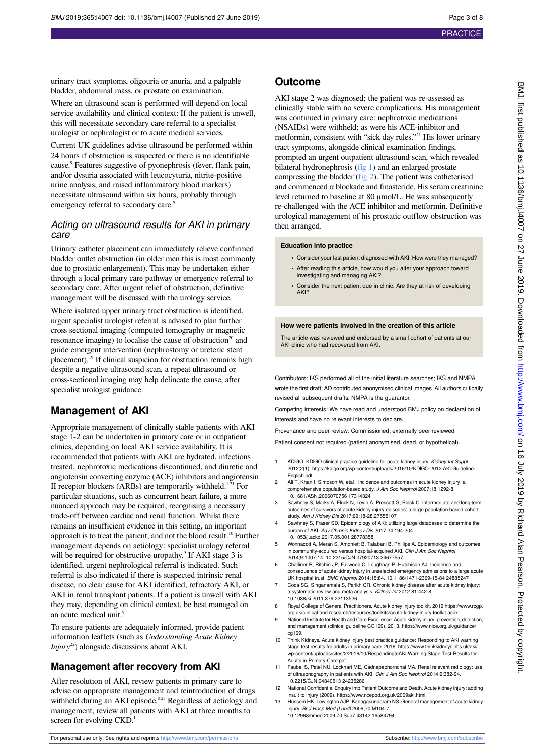urinary tract symptoms, oligouria or anuria, and a palpable bladder, abdominal mass, or prostate on examination.

Where an ultrasound scan is performed will depend on local service availability and clinical context: If the patient is unwell, this will necessitate secondary care referral to a specialist urologist or nephrologist or to acute medical services.

Current UK guidelines advise ultrasound be performed within 24 hours if obstruction is suspected or there is no identifiable cause.[9] Features suggestive of pyonephrosis (fever, flank pain, and/or dysuria associated with leucocyturia, nitrite-positive urine analysis, and raised inflammatory blood markers) necessitate ultrasound within six hours, probably through emergency referral to secondary care.[9]

### *Acting on ultrasound results for AKI in primary care*

Urinary catheter placement can immediately relieve confirmed bladder outlet obstruction (in older men this is most commonly due to prostatic enlargement). This may be undertaken either through a local primary care pathway or emergency referral to secondary care. After urgent relief of obstruction, definitive management will be discussed with the urology service.

Where isolated upper urinary tract obstruction is identified, urgent specialist urologist referral is advised to plan further cross sectional imaging (computed tomography or magnetic resonance imaging) to localise the cause of obstruction[20] and guide emergent intervention (nephrostomy or ureteric stent placement).[19] If clinical suspicion for obstruction remains high despite a negative ultrasound scan, a repeat ultrasound or cross-sectional imaging may help delineate the cause, after specialist urologist guidance.

## Management of AKI

Appropriate management of clinically stable patients with AKI stage 1-2 can be undertaken in primary care or in outpatient clinics, depending on local AKI service availability. It is recommended that patients with AKI are hydrated, infections treated, nephrotoxic medications discontinued, and diuretic and angiotensin converting enzyme (ACE) inhibitors and angiotensin II receptor blockers (ARBs) are temporarily withheld.[1,21] For particular situations, such as concurrent heart failure, a more nuanced approach may be required, recognising a necessary trade-off between cardiac and renal function. Whilst there remains an insufficient evidence in this setting, an important approach is to treat the patient, and not the blood result.[10] Further management depends on aetiology: specialist urology referral will be required for obstructive uropathy.[9] If AKI stage 3 is identified, urgent nephrological referral is indicated. Such referral is also indicated if there is suspected intrinsic renal disease, no clear cause for AKI identified, refractory AKI, or AKI in renal transplant patients. If a patient is unwell with AKI they may, depending on clinical context, be best managed on an acute medical unit.[9]

To ensure patients are adequately informed, provide patient information leaflets (such as *Understanding Acute Kidney Injury*[22]) alongside discussions about AKI.

### Management after recovery from AKI

After resolution of AKI, review patients in primary care to advise on appropriate management and reintroduction of drugs withheld during an AKI episode.[8,23] Regardless of aetiology and management, review all patients with AKI at three months to screen for evolving CKD.[1]

## Outcome

AKI stage 2 was diagnosed; the patient was re-assessed as clinically stable with no severe complications. His management was continued in primary care: nephrotoxic medications (NSAIDs) were withheld; as were his ACE-inhibitor and metformin, consistent with "sick day rules."[21] His lower urinary tract symptoms, alongside clinical examination findings, prompted an urgent outpatient ultrasound scan, which revealed bilateral hydronephrosis (fig 1) and an enlarged prostate compressing the bladder (fig 2). The patient was catheterised and commenced α blockade and finasteride. His serum creatinine level returned to baseline at 80 μmol/L. He was subsequently re-challenged with the ACE inhibitor and metformin. Definitive urological management of his prostatic outflow obstruction was then arranged.

**Education into practice**

- Consider your last patient diagnosed with AKI. How were they managed?
- After reading this article, how would you alter your approach toward investigating and managing AKI?
- Consider the next patient due in clinic. Are they at risk of developing AKI?

**How were patients involved in the creation of this article**

The article was reviewed and endorsed by a small cohort of patients at our AKI clinic who had recovered from AKI.

Contributors: IKS performed all of the initial literature searches; IKS and NMPA wrote the first draft; AD contributed anonymised clinical images. All authors critically revised all subsequent drafts. NMPA is the guarantor.

Competing interests: We have read and understood BMJ policy on declaration of interests and have no relevant interests to declare.

Provenance and peer review: Commissioned; externally peer reviewed

Patient consent not required (patient anonymised, dead, or hypothetical).

1. KDIGO. KDIGO clinical practice guideline for acute kidney injury. *Kidney Int Suppl* 2012;2(1). https://kdigo.org/wp-content/uploads/2016/10/KDIGO-2012-AKI-Guideline-English.pdf.
2. Ali T, Khan I, Simpson W, etal . Incidence and outcomes in acute kidney injury: a comprehensive population-based study. *J Am Soc Nephrol* 2007;18:1292-8. 10.1681/ASN.2006070756 17314324
3. Sawhney S, Marks A, Fluck N, Levin A, Prescott G, Black C. Intermediate and long-term outcomes of survivors of acute kidney injury episodes: a large population-based cohort study. *Am J Kidney Dis* 2017;69:18-28.27555107
4. Sawhney S, Fraser SD. Epidemiology of AKI: utilizing large databases to determine the burden of AKI. *Adv Chronic Kidney Dis* 2017;24:194-204. 10.1053/j.ackd.2017.05.001 28778358
5. Wonnacott A, Meran S, Amphlett B, Talabani B, Phillips A. Epidemiology and outcomes in community-acquired versus hospital-acquired AKI. *Clin J Am Soc Nephrol* 2014;9:1007-14. 10.2215/CJN.07920713 24677557
6. Challiner R, Ritchie JP, Fullwood C, Loughnan P, Hutchison AJ. Incidence and consequence of acute kidney injury in unselected emergency admissions to a large acute UK hospital trust. *BMC Nephrol* 2014;15:84. 10.1186/1471-2369-15-84 24885247
7. Coca SG, Singanamala S, Parikh CR. Chronic kidney disease after acute kidney injury: a systematic review and meta-analysis. *Kidney Int* 2012;81:442-8. 10.1038/ki.2011.379 22113526
8. Royal College of General Practitioners. Acute kidney injury toolkit. 2019 https://www.rcgp.org.uk/clinical-and-research/resources/toolkits/acute-kidney-injury-toolkit.aspx
9. National Institute for Health and Care Excellence. Acute kidney injury: prevention, detection, and management (clinical guideline CG169). 2013. https://www.nice.org.uk/guidance/cg169.
10. Think Kidneys. Acute kidney injury best practice guidance: Responding to AKI warning stage test results for adults in primary care. 2016. https://www.thinkkidneys.nhs.uk/aki/wp-content/uploads/sites/2/2016/10/RespondingtoAKI-Warning-Stage-Test-Results-for-Adults-in-Primary-Care.pdf.
11. Faubel S, Patel NU, Lockhart ME, Cadnapaphornchai MA. Renal relevant radiology: use of ultrasonography in patients with AKI. *Clin J Am Soc Nephrol* 2014;9:382-94. 10.2215/CJN.04840513 24235286
12. National Confidential Enquiry into Patient Outcome and Death. Acute kidney injury: adding insult to injury (2009). https://www.ncepod.org.uk/2009aki.html.
13. Hussein HK, Lewington AJP, Kanagasundaram NS. General management of acute kidney injury. *Br J Hosp Med (Lond)* 2009;70:M104-7. 10.12968/hmed.2009.70.Sup7.43142 19584794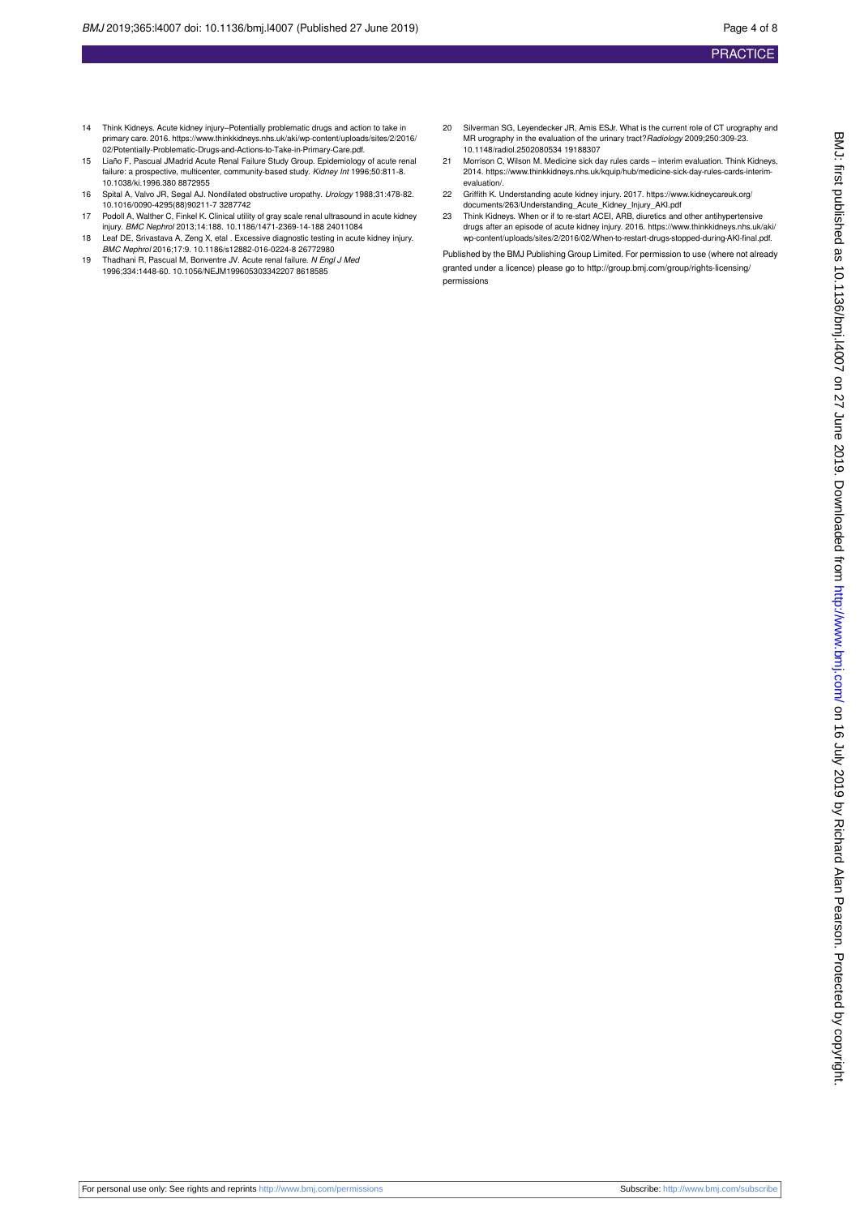14 Think Kidneys. Acute kidney injury–Potentially problematic drugs and action to take in primary care. 2016. https://www.thinkkidneys.nhs.uk/aki/wp-content/uploads/sites/2/2016/02/Potentially-Problematic-Drugs-and-Actions-to-Take-in-Primary-Care.pdf.

15 Liaño F, Pascual JMadrid Acute Renal Failure Study Group. Epidemiology of acute renal failure: a prospective, multicenter, community-based study. *Kidney Int* 1996;50:811-8. 10.1038/ki.1996.380 8872955

16 Spital A, Valvo JR, Segal AJ. Nondilated obstructive uropathy. *Urology* 1988;31:478-82. 10.1016/0090-4295(88)90211-7 3287742

17 Podoll A, Walther C, Finkel K. Clinical utility of gray scale renal ultrasound in acute kidney injury. *BMC Nephrol* 2013;14:188. 10.1186/1471-2369-14-188 24011084

18 Leaf DE, Srivastava A, Zeng X, etal . Excessive diagnostic testing in acute kidney injury. *BMC Nephrol* 2016;17:9. 10.1186/s12882-016-0224-8 26772980

19 Thadhani R, Pascual M, Bonventre JV. Acute renal failure. *N Engl J Med* 1996;334:1448-60. 10.1056/NEJM199605303342207 8618585

20 Silverman SG, Leyendecker JR, Amis ESJr. What is the current role of CT urography and MR urography in the evaluation of the urinary tract?*Radiology* 2009;250:309-23. 10.1148/radiol.2502080534 19188307

21 Morrison C, Wilson M. Medicine sick day rules cards – interim evaluation. Think Kidneys, 2014. https://www.thinkkidneys.nhs.uk/kquip/hub/medicine-sick-day-rules-cards-interim-evaluation/.

22 Griffith K. Understanding acute kidney injury. 2017. https://www.kidneycareuk.org/documents/263/Understanding_Acute_Kidney_Injury_AKI.pdf

23 Think Kidneys. When or if to re-start ACEI, ARB, diuretics and other antihypertensive drugs after an episode of acute kidney injury. 2016. https://www.thinkkidneys.nhs.uk/aki/wp-content/uploads/sites/2/2016/02/When-to-restart-drugs-stopped-during-AKI-final.pdf.

Published by the BMJ Publishing Group Limited. For permission to use (where not already granted under a licence) please go to http://group.bmj.com/group/rights-licensing/permissions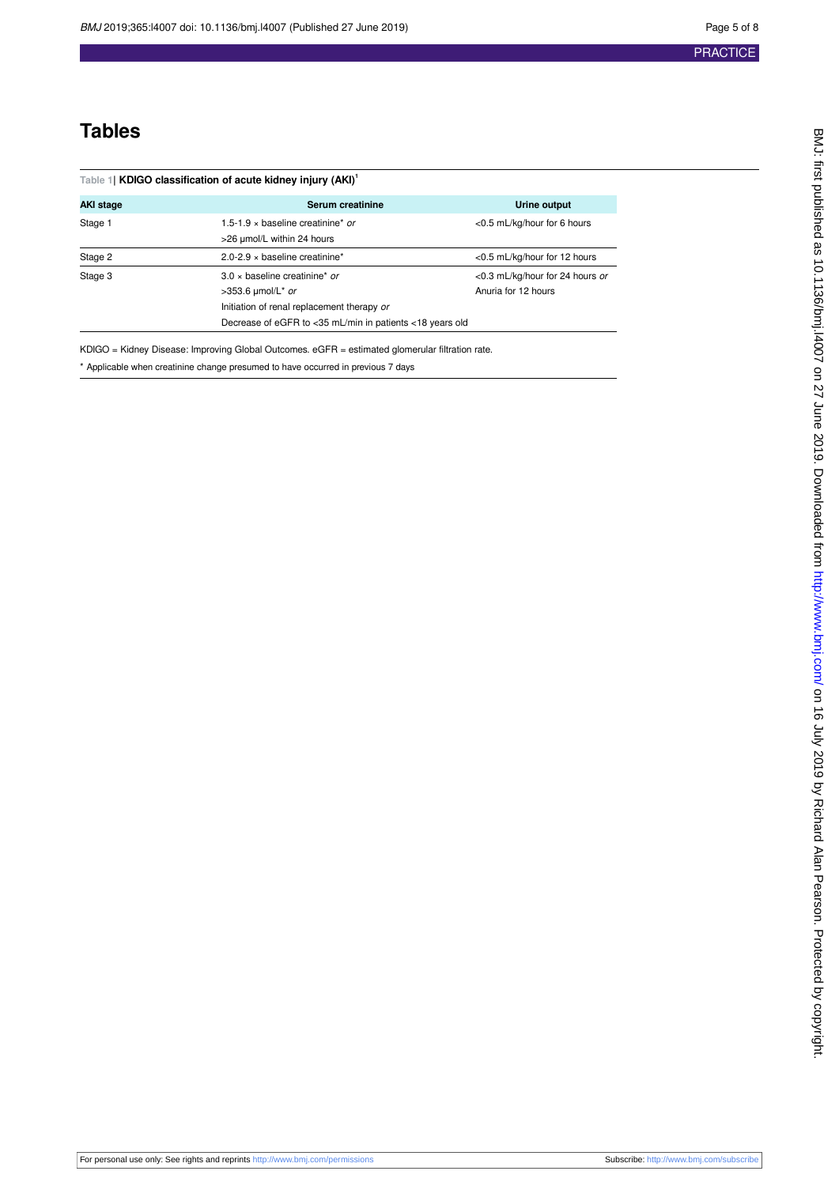# Tables

**Table 1| KDIGO classification of acute kidney injury (AKI)[1]**

| AKI stage | Serum creatinine | Urine output |
|---|---|---|
| Stage 1 | 1.5-1.9 × baseline creatinine* *or*<br>>26 μmol/L within 24 hours | <0.5 mL/kg/hour for 6 hours |
| Stage 2 | 2.0-2.9 × baseline creatinine* | <0.5 mL/kg/hour for 12 hours |
| Stage 3 | 3.0 × baseline creatinine* *or*<br>>353.6 μmol/L* *or*<br>Initiation of renal replacement therapy *or*<br>Decrease of eGFR to <35 mL/min in patients <18 years old | <0.3 mL/kg/hour for 24 hours *or*<br>Anuria for 12 hours |

KDIGO = Kidney Disease: Improving Global Outcomes. eGFR = estimated glomerular filtration rate.

* Applicable when creatinine change presumed to have occurred in previous 7 days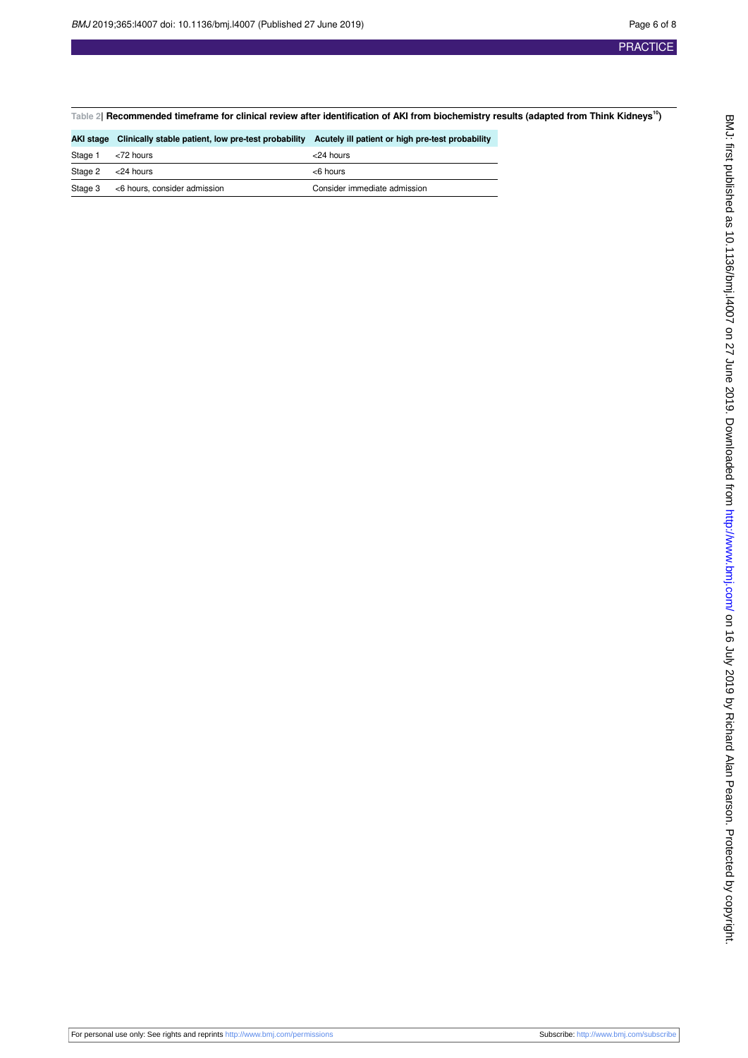Table 2| Recommended timeframe for clinical review after identification of AKI from biochemistry results (adapted from Think Kidneys[10])

| AKI stage | Clinically stable patient, low pre-test probability | Acutely ill patient or high pre-test probability |
|---|---|---|
| Stage 1 | <72 hours | <24 hours |
| Stage 2 | <24 hours | <6 hours |
| Stage 3 | <6 hours, consider admission | Consider immediate admission |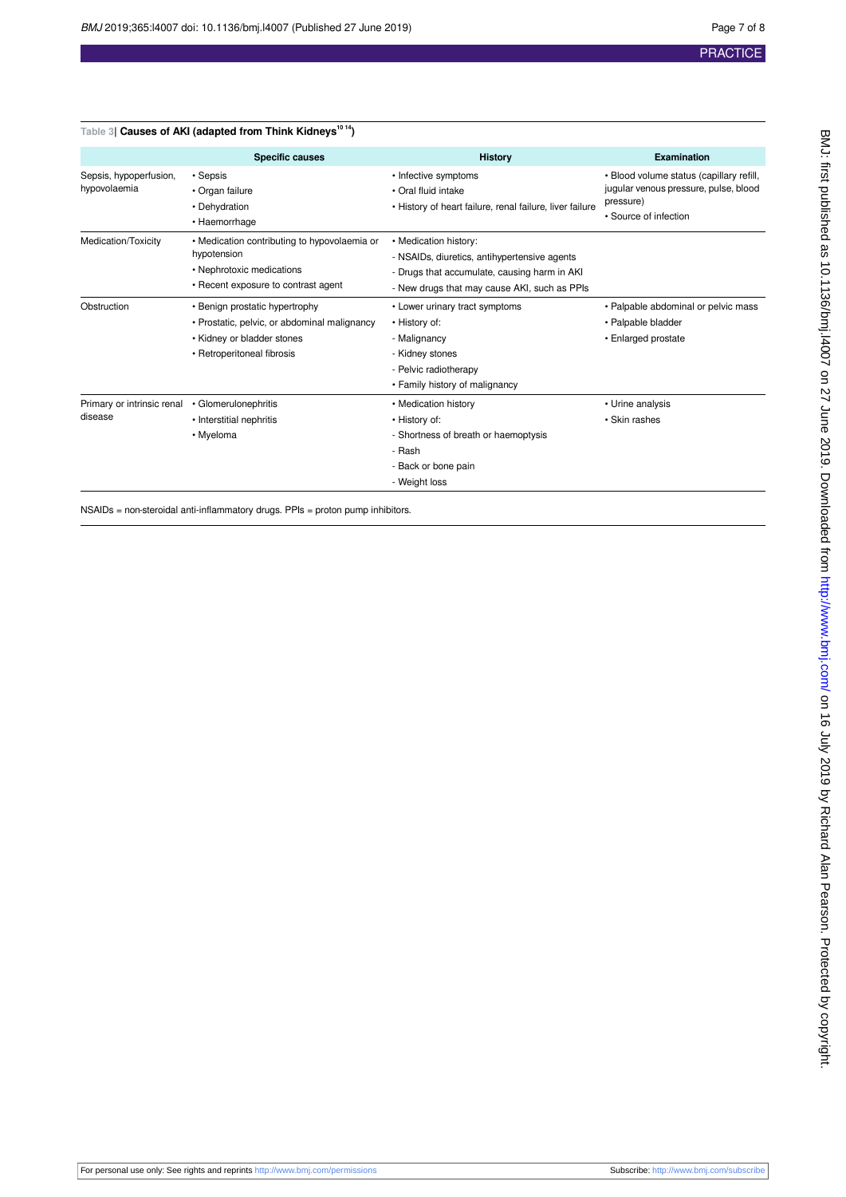Table 3| **Causes of AKI (adapted from Think Kidneys[10 14])**

| | Specific causes | History | Examination |
|---|---|---|---|
| Sepsis, hypoperfusion, hypovolaemia | • Sepsis<br>• Organ failure<br>• Dehydration<br>• Haemorrhage | • Infective symptoms<br>• Oral fluid intake<br>• History of heart failure, renal failure, liver failure | • Blood volume status (capillary refill, jugular venous pressure, pulse, blood pressure)<br>• Source of infection |
| Medication/Toxicity | • Medication contributing to hypovolaemia or hypotension<br>• Nephrotoxic medications<br>• Recent exposure to contrast agent | • Medication history:<br>- NSAIDs, diuretics, antihypertensive agents<br>- Drugs that accumulate, causing harm in AKI<br>- New drugs that may cause AKI, such as PPIs | |
| Obstruction | • Benign prostatic hypertrophy<br>• Prostatic, pelvic, or abdominal malignancy<br>• Kidney or bladder stones<br>• Retroperitoneal fibrosis | • Lower urinary tract symptoms<br>• History of:<br>- Malignancy<br>- Kidney stones<br>- Pelvic radiotherapy<br>• Family history of malignancy | • Palpable abdominal or pelvic mass<br>• Palpable bladder<br>• Enlarged prostate |
| Primary or intrinsic renal disease | • Glomerulonephritis<br>• Interstitial nephritis<br>• Myeloma | • Medication history<br>• History of:<br>- Shortness of breath or haemoptysis<br>- Rash<br>- Back or bone pain<br>- Weight loss | • Urine analysis<br>• Skin rashes |

NSAIDs = non-steroidal anti-inflammatory drugs. PPIs = proton pump inhibitors.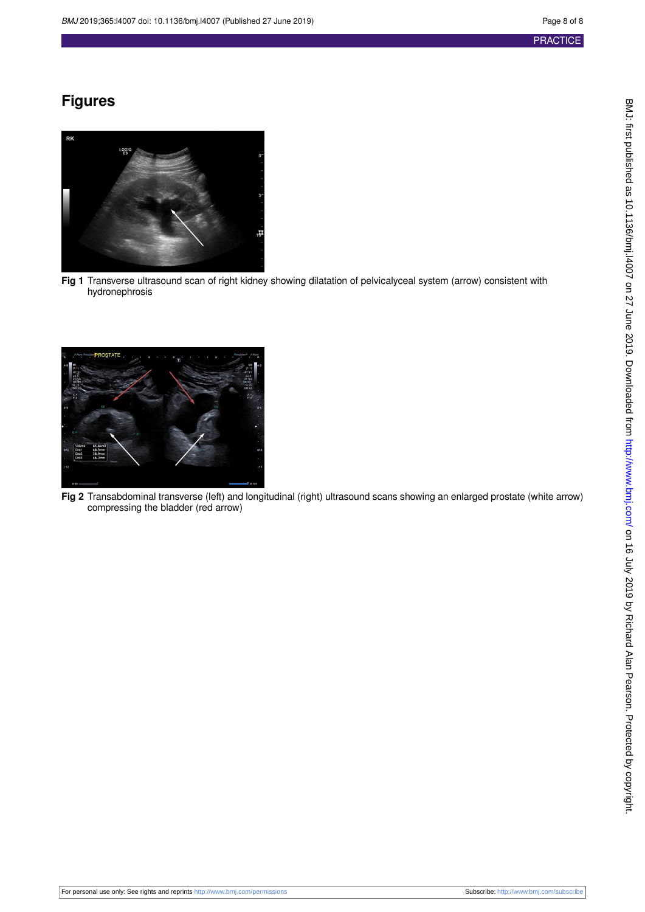## Figures

**Fig 1** Transverse ultrasound scan of right kidney showing dilatation of pelvicalyceal system (arrow) consistent with hydronephrosis

**Fig 2** Transabdominal transverse (left) and longitudinal (right) ultrasound scans showing an enlarged prostate (white arrow) compressing the bladder (red arrow)